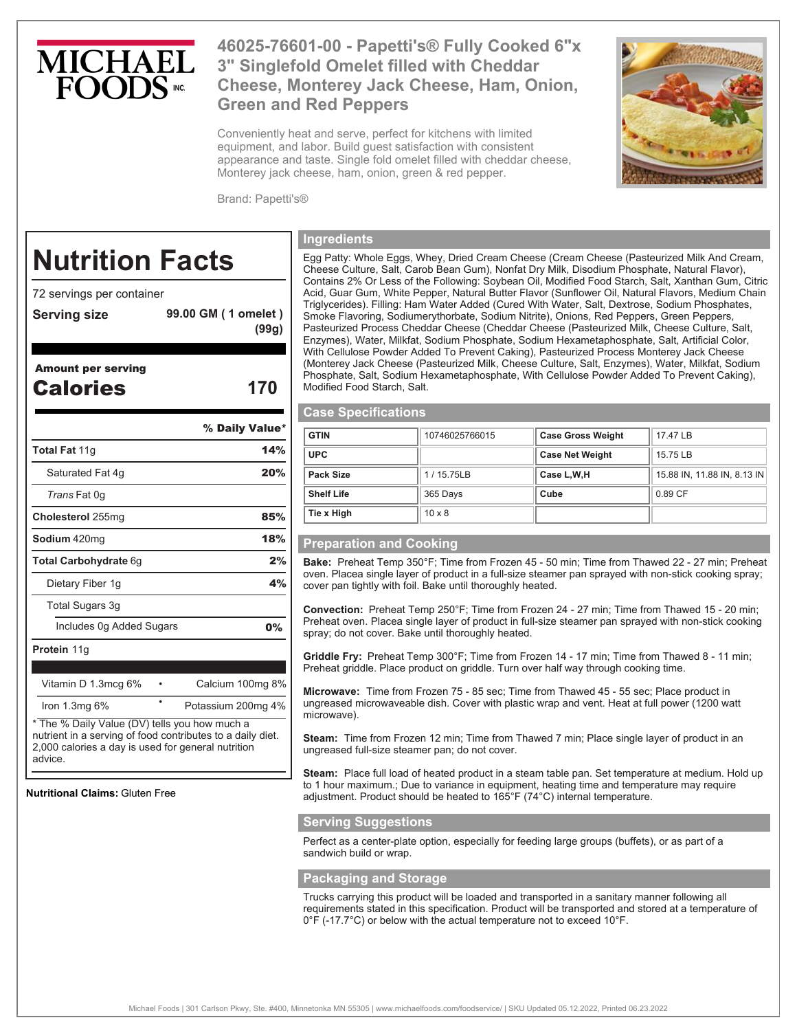MICHAEL FOODS INC.

# 46025-76601-00 - Papetti's® Fully Cooked 6"x 3" Singlefold Omelet filled with Cheddar Cheese, Monterey Jack Cheese, Ham, Onion, Green and Red Peppers

Conveniently heat and serve, perfect for kitchens with limited equipment, and labor. Build guest satisfaction with consistent appearance and taste. Single fold omelet filled with cheddar cheese, Monterey jack cheese, ham, onion, green & red pepper.

Brand: Papetti's®

## Nutrition Facts

72 servings per container

**Serving size** **99.00 GM ( 1 omelet ) (99g)**

**Amount per serving**

**Calories 170**

| | % Daily Value* |
|---|---|
| **Total Fat** 11g | **14%** |
| Saturated Fat 4g | **20%** |
| *Trans* Fat 0g | |
| **Cholesterol** 255mg | **85%** |
| **Sodium** 420mg | **18%** |
| **Total Carbohydrate** 6g | **2%** |
| Dietary Fiber 1g | **4%** |
| Total Sugars 3g | |
| Includes 0g Added Sugars | **0%** |
| **Protein** 11g | |

| | |
|---|---|
| Vitamin D 1.3mcg 6% | Calcium 100mg 8% |
| Iron 1.3mg 6% | Potassium 200mg 4% |

* The % Daily Value (DV) tells you how much a nutrient in a serving of food contributes to a daily diet. 2,000 calories a day is used for general nutrition advice.

**Nutritional Claims:** Gluten Free

## Ingredients

Egg Patty: Whole Eggs, Whey, Dried Cream Cheese (Cream Cheese (Pasteurized Milk And Cream, Cheese Culture, Salt, Carob Bean Gum), Nonfat Dry Milk, Disodium Phosphate, Natural Flavor), Contains 2% Or Less of the Following: Soybean Oil, Modified Food Starch, Salt, Xanthan Gum, Citric Acid, Guar Gum, White Pepper, Natural Butter Flavor (Sunflower Oil, Natural Flavors, Medium Chain Triglycerides). Filling: Ham Water Added (Cured With Water, Salt, Dextrose, Sodium Phosphates, Smoke Flavoring, Sodiumerythorbate, Sodium Nitrite), Onions, Red Peppers, Green Peppers, Pasteurized Process Cheddar Cheese (Cheddar Cheese (Pasteurized Milk, Cheese Culture, Salt, Enzymes), Water, Milkfat, Sodium Phosphate, Sodium Hexametaphosphate, Salt, Artificial Color, With Cellulose Powder Added To Prevent Caking), Pasteurized Process Monterey Jack Cheese (Monterey Jack Cheese (Pasteurized Milk, Cheese Culture, Salt, Enzymes), Water, Milkfat, Sodium Phosphate, Salt, Sodium Hexametaphosphate, With Cellulose Powder Added To Prevent Caking), Modified Food Starch, Salt.

## Case Specifications

| | | | |
|---|---|---|---|
| **GTIN** | 10746025766015 | **Case Gross Weight** | 17.47 LB |
| **UPC** | | **Case Net Weight** | 15.75 LB |
| **Pack Size** | 1 / 15.75LB | **Case L,W,H** | 15.88 IN, 11.88 IN, 8.13 IN |
| **Shelf Life** | 365 Days | **Cube** | 0.89 CF |
| **Tie x High** | 10 x 8 | | |

## Preparation and Cooking

**Bake:** Preheat Temp 350°F; Time from Frozen 45 - 50 min; Time from Thawed 22 - 27 min; Preheat oven. Placea single layer of product in a full-size steamer pan sprayed with non-stick cooking spray; cover pan tightly with foil. Bake until thoroughly heated.

**Convection:** Preheat Temp 250°F; Time from Frozen 24 - 27 min; Time from Thawed 15 - 20 min; Preheat oven. Placea single layer of product in full-size steamer pan sprayed with non-stick cooking spray; do not cover. Bake until thoroughly heated.

**Griddle Fry:** Preheat Temp 300°F; Time from Frozen 14 - 17 min; Time from Thawed 8 - 11 min; Preheat griddle. Place product on griddle. Turn over half way through cooking time.

**Microwave:** Time from Frozen 75 - 85 sec; Time from Thawed 45 - 55 sec; Place product in ungreased microwaveable dish. Cover with plastic wrap and vent. Heat at full power (1200 watt microwave).

**Steam:** Time from Frozen 12 min; Time from Thawed 7 min; Place single layer of product in an ungreased full-size steamer pan; do not cover.

**Steam:** Place full load of heated product in a steam table pan. Set temperature at medium. Hold up to 1 hour maximum.; Due to variance in equipment, heating time and temperature may require adjustment. Product should be heated to 165°F (74°C) internal temperature.

## Serving Suggestions

Perfect as a center-plate option, especially for feeding large groups (buffets), or as part of a sandwich build or wrap.

## Packaging and Storage

Trucks carrying this product will be loaded and transported in a sanitary manner following all requirements stated in this specification. Product will be transported and stored at a temperature of 0°F (-17.7°C) or below with the actual temperature not to exceed 10°F.

Michael Foods | 301 Carlson Pkwy, Ste. #400, Minnetonka MN 55305 | www.michaelfoods.com/foodservice/ | SKU Updated 05.12.2022, Printed 06.23.2022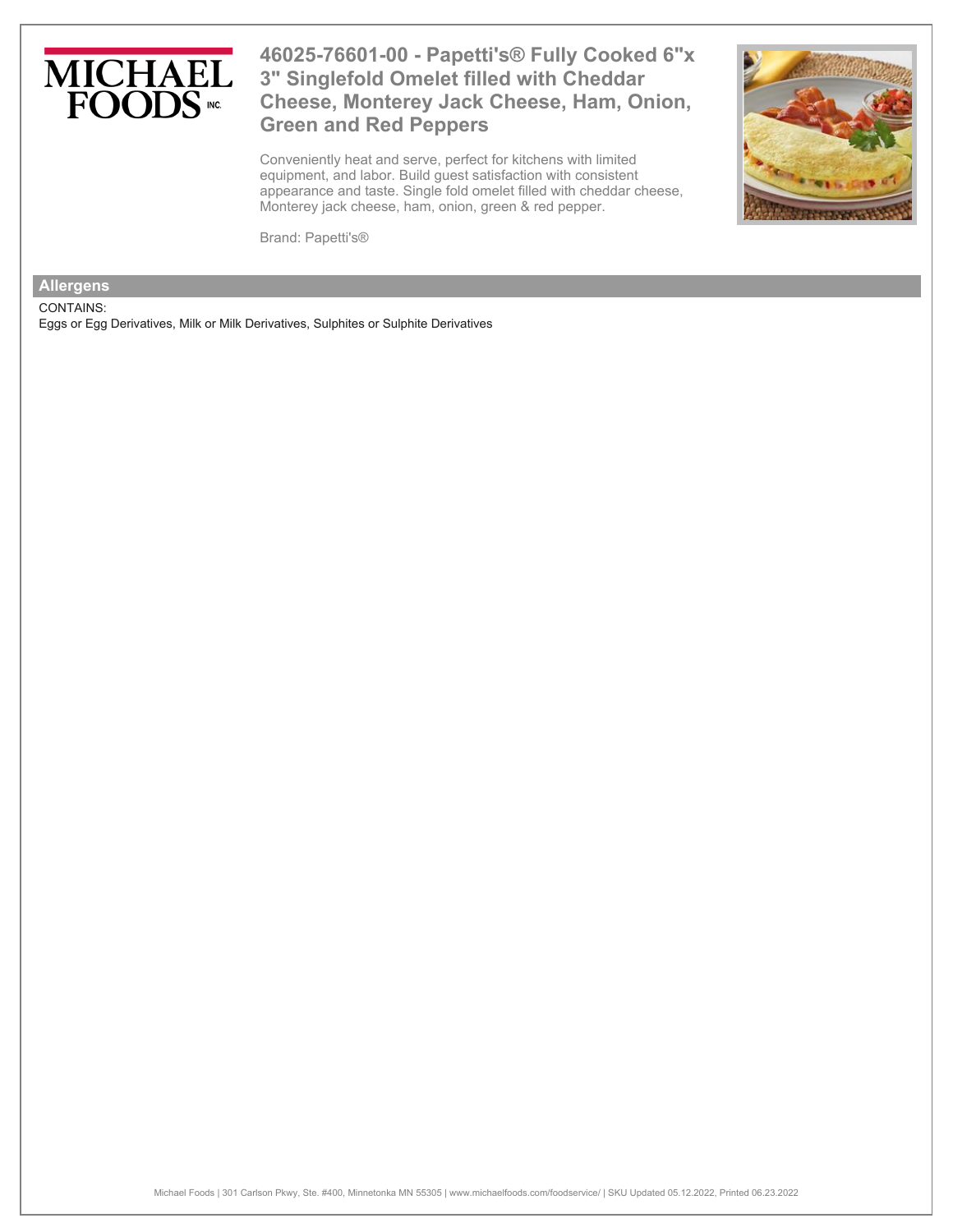# 46025-76601-00 - Papetti's® Fully Cooked 6"x 3" Singlefold Omelet filled with Cheddar Cheese, Monterey Jack Cheese, Ham, Onion, Green and Red Peppers

Conveniently heat and serve, perfect for kitchens with limited equipment, and labor. Build guest satisfaction with consistent appearance and taste. Single fold omelet filled with cheddar cheese, Monterey jack cheese, ham, onion, green & red pepper.

Brand: Papetti's®

## Allergens

CONTAINS:
Eggs or Egg Derivatives, Milk or Milk Derivatives, Sulphites or Sulphite Derivatives

Michael Foods | 301 Carlson Pkwy, Ste. #400, Minnetonka MN 55305 | www.michaelfoods.com/foodservice/ | SKU Updated 05.12.2022, Printed 06.23.2022